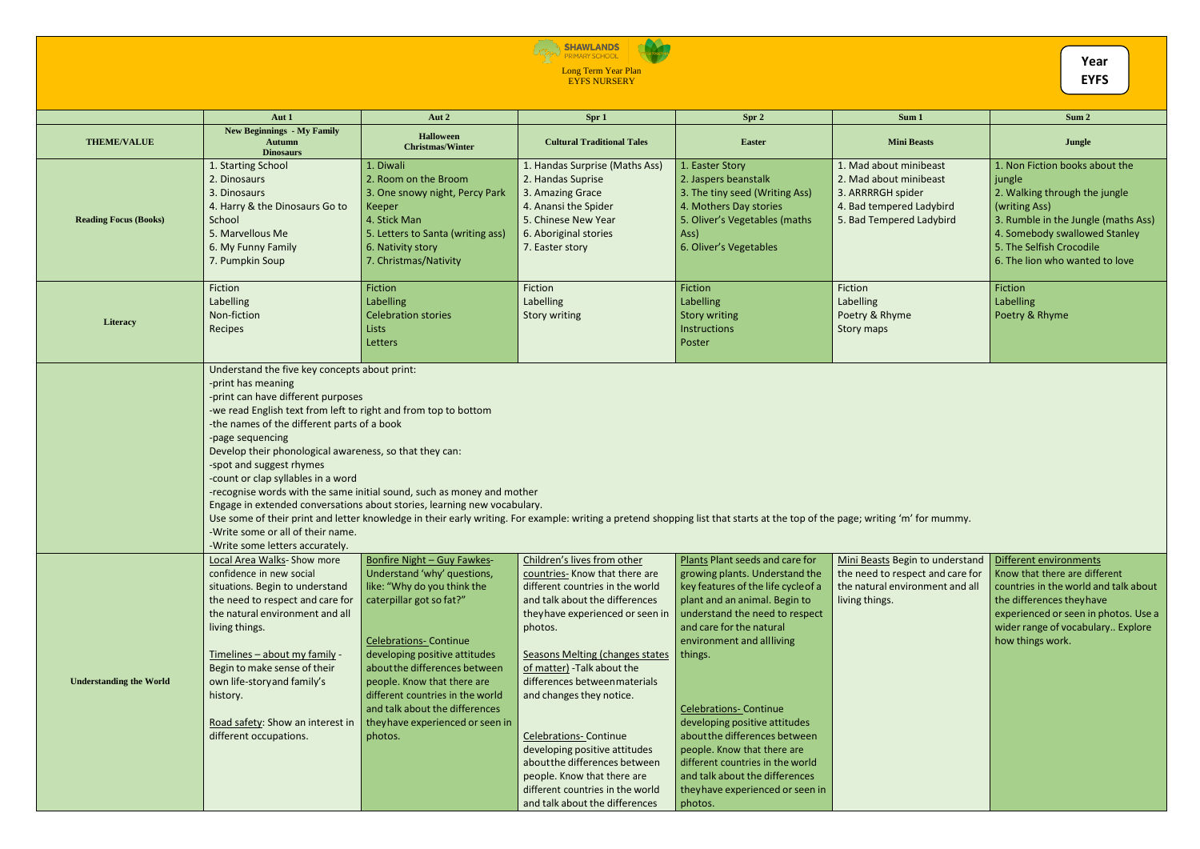SHAWLANDS PRIMARY SCHOOL

Long Term Year Plan
EYFS NURSERY

**Year EYFS**

| | Aut 1 | Aut 2 | Spr 1 | Spr 2 | Sum 1 | Sum 2 |
|---|---|---|---|---|---|---|
| **THEME/VALUE** | **New Beginnings - My Family Autumn Dinosaurs** | **Halloween Christmas/Winter** | **Cultural Traditional Tales** | **Easter** | **Mini Beasts** | **Jungle** |
| **Reading Focus (Books)** | 1. Starting School<br>2. Dinosaurs<br>3. Dinosaurs<br>4. Harry & the Dinosaurs Go to School<br>5. Marvellous Me<br>6. My Funny Family<br>7. Pumpkin Soup | 1. Diwali<br>2. Room on the Broom<br>3. One snowy night, Percy Park Keeper<br>4. Stick Man<br>5. Letters to Santa (writing ass)<br>6. Nativity story<br>7. Christmas/Nativity | 1. Handas Surprise (Maths Ass)<br>2. Handas Suprise<br>3. Amazing Grace<br>4. Anansi the Spider<br>5. Chinese New Year<br>6. Aboriginal stories<br>7. Easter story | 1. Easter Story<br>2. Jaspers beanstalk<br>3. The tiny seed (Writing Ass)<br>4. Mothers Day stories<br>5. Oliver's Vegetables (maths Ass)<br>6. Oliver's Vegetables | 1. Mad about minibeast<br>2. Mad about minibeast<br>3. ARRRRGH spider<br>4. Bad tempered Ladybird<br>5. Bad Tempered Ladybird | 1. Non Fiction books about the jungle<br>2. Walking through the jungle<br>3. Rumble in the Jungle (maths Ass)<br>4. Somebody swallowed Stanley<br>5. The Selfish Crocodile<br>6. The lion who wanted to love |
| **Literacy** | Fiction<br>Labelling<br>Non-fiction<br>Recipes | Fiction<br>Labelling<br>Celebration stories<br>Lists<br>Letters | Fiction<br>Labelling<br>Story writing | Fiction<br>Labelling<br>Story writing<br>Instructions<br>Poster | Fiction<br>Labelling<br>Poetry & Rhyme<br>Story maps | Fiction<br>Labelling<br>Poetry & Rhyme |
| | Understand the five key concepts about print:<br>-print has meaning<br>-print can have different purposes<br>-we read English text from left to right and from top to bottom<br>-the names of the different parts of a book<br>-page sequencing<br>Develop their phonological awareness, so that they can:<br>-spot and suggest rhymes<br>-count or clap syllables in a word<br>-recognise words with the same initial sound, such as money and mother<br>Engage in extended conversations about stories, learning new vocabulary.<br>Use some of their print and letter knowledge in their early writing. For example: writing a pretend shopping list that starts at the top of the page; writing 'm' for mummy.<br>-Write some or all of their name.<br>-Write some letters accurately. | | | | | |
| **Understanding the World** | Local Area Walks- Show more confidence in new social situations. Begin to understand the need to respect and care for the natural environment and all living things.<br><br>Timelines – about my family - Begin to make sense of their own life-story and family's history.<br><br>Road safety: Show an interest in different occupations. | Bonfire Night – Guy Fawkes- Understand 'why' questions, like: "Why do you think the caterpillar got so fat?"<br><br>Celebrations- Continue developing positive attitudes about the differences between people. Know that there are different countries in the world and talk about the differences they have experienced or seen in photos. | Children's lives from other countries- Know that there are different countries in the world and talk about the differences they have experienced or seen in photos.<br><br>Seasons Melting (changes states of matter) -Talk about the differences between materials and changes they notice.<br><br>Celebrations- Continue developing positive attitudes about the differences between people. Know that there are different countries in the world and talk about the differences | Plants Plant seeds and care for growing plants. Understand the key features of the life cycle of a plant and an animal. Begin to understand the need to respect and care for the natural environment and all living things.<br><br>Celebrations- Continue developing positive attitudes about the differences between people. Know that there are different countries in the world and talk about the differences they have experienced or seen in photos. | Mini Beasts Begin to understand the need to respect and care for the natural environment and all living things. | Different environments<br>Know that there are different countries in the world and talk about the differences they have experienced or seen in photos. Use a wider range of vocabulary.. Explore how things work. |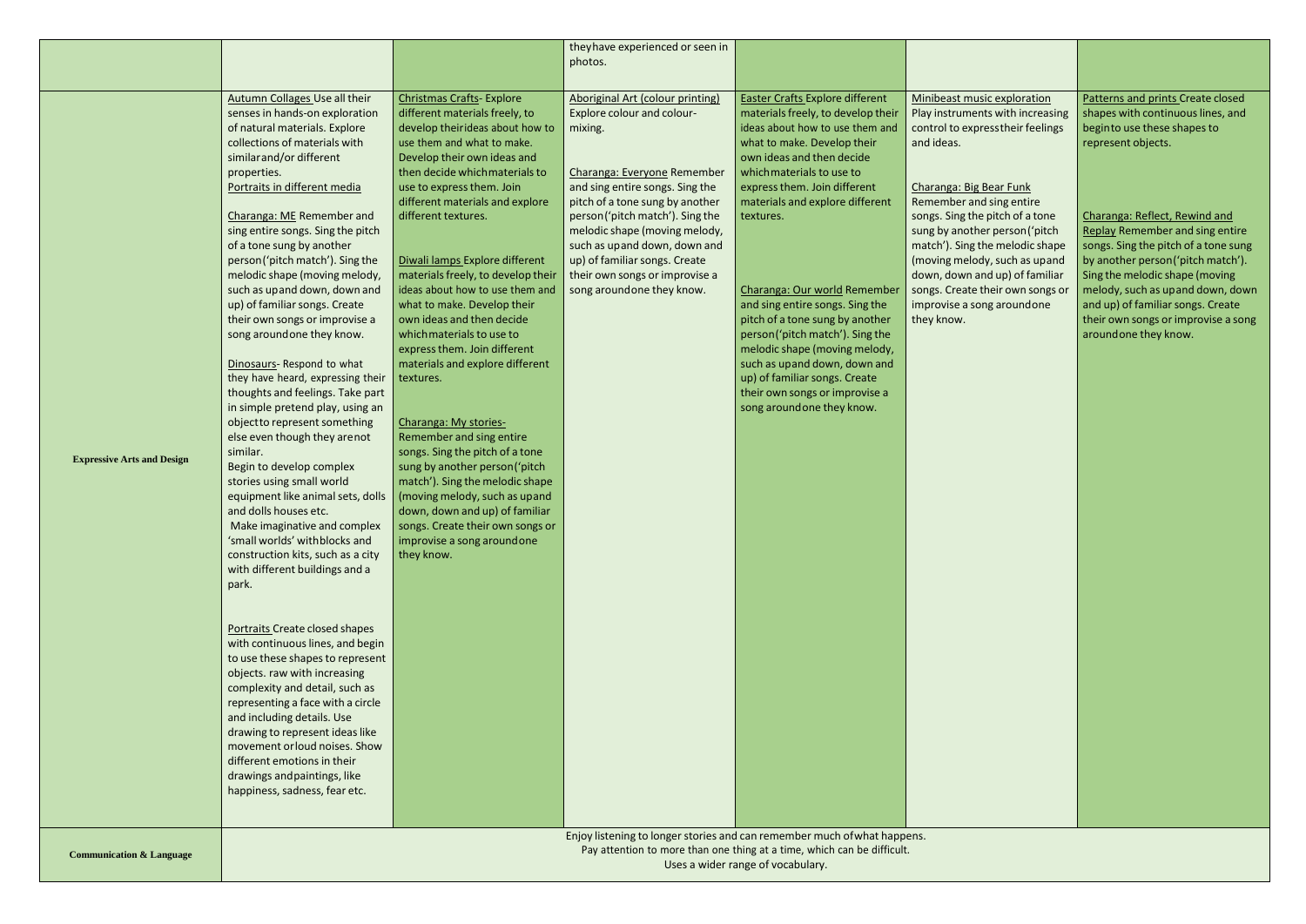| | | | | | | |
|---|---|---|---|---|---|---|
| | | | theyhave experienced or seen in photos. | | | |
| **Expressive Arts and Design** | Autumn Collages Use all their senses in hands-on exploration of natural materials. Explore collections of materials with similarand/or different properties.<br>Portraits in different media<br><br>Charanga: ME Remember and sing entire songs. Sing the pitch of a tone sung by another person('pitch match'). Sing the melodic shape (moving melody, such as upand down, down and up) of familiar songs. Create their own songs or improvise a song aroundone they know.<br><br>Dinosaurs- Respond to what they have heard, expressing their thoughts and feelings. Take part in simple pretend play, using an objectto represent something else even though they arenot similar.<br>Begin to develop complex stories using small world equipment like animal sets, dolls and dolls houses etc.<br>Make imaginative and complex 'small worlds' withblocks and construction kits, such as a city with different buildings and a park.<br><br>Portraits Create closed shapes with continuous lines, and begin to use these shapes to represent objects. raw with increasing complexity and detail, such as representing a face with a circle and including details. Use drawing to represent ideas like movement orloud noises. Show different emotions in their drawings andpaintings, like happiness, sadness, fear etc. | Christmas Crafts- Explore different materials freely, to develop theirideas about how to use them and what to make. Develop their own ideas and then decide whichmaterials to use to express them. Join different materials and explore different textures.<br><br>Diwali lamps Explore different materials freely, to develop their ideas about how to use them and what to make. Develop their own ideas and then decide whichmaterials to use to express them. Join different materials and explore different textures.<br><br>Charanga: My stories-<br>Remember and sing entire songs. Sing the pitch of a tone sung by another person('pitch match'). Sing the melodic shape (moving melody, such as upand down, down and up) of familiar songs. Create their own songs or improvise a song aroundone they know. | Aboriginal Art (colour printing) Explore colour and colour-mixing.<br><br>Charanga: Everyone Remember and sing entire songs. Sing the pitch of a tone sung by another person('pitch match'). Sing the melodic shape (moving melody, such as upand down, down and up) of familiar songs. Create their own songs or improvise a song aroundone they know. | Easter Crafts Explore different materials freely, to develop their ideas about how to use them and what to make. Develop their own ideas and then decide whichmaterials to use to express them. Join different materials and explore different textures.<br><br>Charanga: Our world Remember and sing entire songs. Sing the pitch of a tone sung by another person('pitch match'). Sing the melodic shape (moving melody, such as upand down, down and up) of familiar songs. Create their own songs or improvise a song aroundone they know. | Minibeast music exploration Play instruments with increasing control to expresstheir feelings and ideas.<br><br>Charanga: Big Bear Funk Remember and sing entire songs. Sing the pitch of a tone sung by another person('pitch match'). Sing the melodic shape (moving melody, such as upand down, down and up) of familiar songs. Create their own songs or improvise a song aroundone they know. | Patterns and prints Create closed shapes with continuous lines, and beginto use these shapes to represent objects.<br><br>Charanga: Reflect, Rewind and Replay Remember and sing entire songs. Sing the pitch of a tone sung by another person('pitch match'). Sing the melodic shape (moving melody, such as upand down, down and up) of familiar songs. Create their own songs or improvise a song aroundone they know. |
| **Communication & Language** | Enjoy listening to longer stories and can remember much ofwhat happens.<br>Pay attention to more than one thing at a time, which can be difficult.<br>Uses a wider range of vocabulary. | | | | | |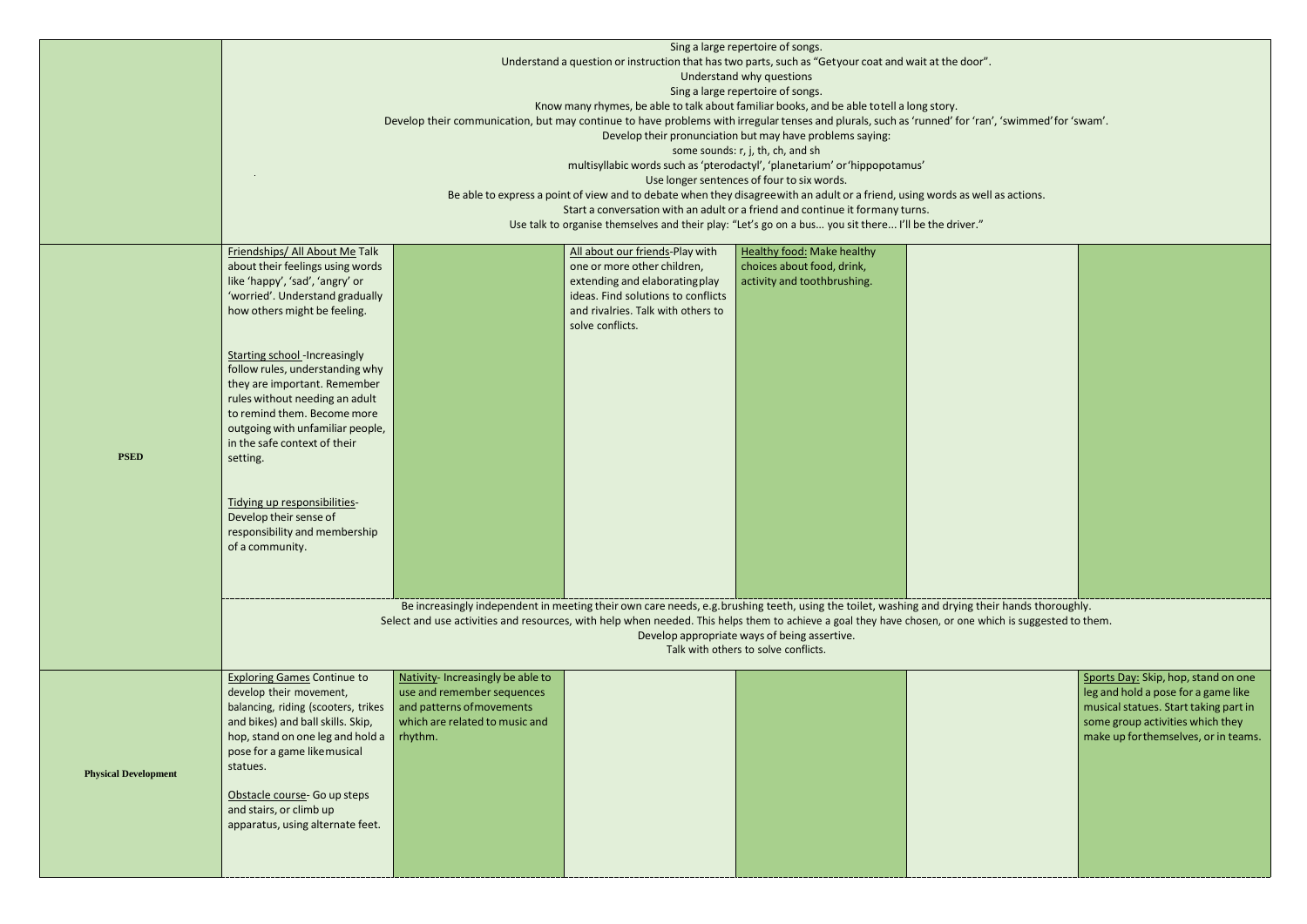| | | | | | | |
|---|---|---|---|---|---|---|
| | Sing a large repertoire of songs.<br>Understand a question or instruction that has two parts, such as "Getyour coat and wait at the door".<br>Understand why questions<br>Sing a large repertoire of songs.<br>Know many rhymes, be able to talk about familiar books, and be able totell a long story.<br>Develop their communication, but may continue to have problems with irregular tenses and plurals, such as 'runned' for 'ran', 'swimmed'for 'swam'.<br>Develop their pronunciation but may have problems saying:<br>some sounds: r, j, th, ch, and sh<br>multisyllabic words such as 'pterodactyl', 'planetarium' or'hippopotamus'<br>Use longer sentences of four to six words.<br>Be able to express a point of view and to debate when they disagreewith an adult or a friend, using words as well as actions.<br>Start a conversation with an adult or a friend and continue it formany turns.<br>Use talk to organise themselves and their play: "Let's go on a bus... you sit there... I'll be the driver." | | | | | |
| **PSED** | Friendships/ All About Me Talk about their feelings using words like 'happy', 'sad', 'angry' or 'worried'. Understand gradually how others might be feeling.<br><br>Starting school -Increasingly follow rules, understanding why they are important. Remember rules without needing an adult to remind them. Become more outgoing with unfamiliar people, in the safe context of their setting.<br><br>Tidying up responsibilities- Develop their sense of responsibility and membership of a community. | | All about our friends-Play with one or more other children, extending and elaboratingplay ideas. Find solutions to conflicts and rivalries. Talk with others to solve conflicts. | Healthy food: Make healthy choices about food, drink, activity and toothbrushing. | | |
| | Be increasingly independent in meeting their own care needs, e.g.brushing teeth, using the toilet, washing and drying their hands thoroughly.<br>Select and use activities and resources, with help when needed. This helps them to achieve a goal they have chosen, or one which is suggested to them.<br>Develop appropriate ways of being assertive.<br>Talk with others to solve conflicts. | | | | | |
| **Physical Development** | Exploring Games Continue to develop their movement, balancing, riding (scooters, trikes and bikes) and ball skills. Skip, hop, stand on one leg and hold a pose for a game likemusical statues.<br><br>Obstacle course- Go up steps and stairs, or climb up apparatus, using alternate feet. | Nativity- Increasingly be able to use and remember sequences and patterns ofmovements which are related to music and rhythm. | | | | Sports Day: Skip, hop, stand on one leg and hold a pose for a game like musical statues. Start taking part in some group activities which they make up forthemselves, or in teams. |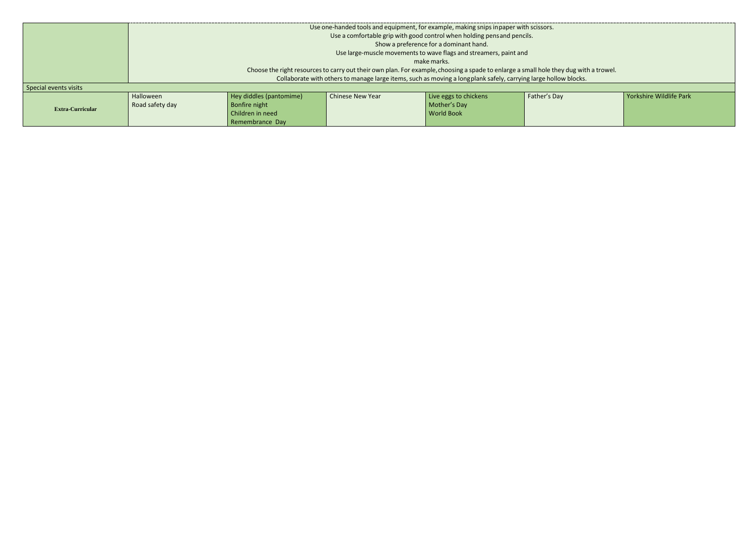| | | | | | | |
|---|---|---|---|---|---|---|
| | Use one-handed tools and equipment, for example, making snips in paper with scissors.<br>Use a comfortable grip with good control when holding pens and pencils.<br>Show a preference for a dominant hand.<br>Use large-muscle movements to wave flags and streamers, paint and make marks.<br>Choose the right resources to carry out their own plan. For example, choosing a spade to enlarge a small hole they dug with a trowel.<br>Collaborate with others to manage large items, such as moving a long plank safely, carrying large hollow blocks. | | | | | |
| Special events visits | | | | | | |
| **Extra-Curricular** | Halloween<br>Road safety day | Hey diddles (pantomime)<br>Bonfire night<br>Children in need<br>Remembrance Day | Chinese New Year | Live eggs to chickens<br>Mother's Day<br>World Book | Father's Day | Yorkshire Wildlife Park |